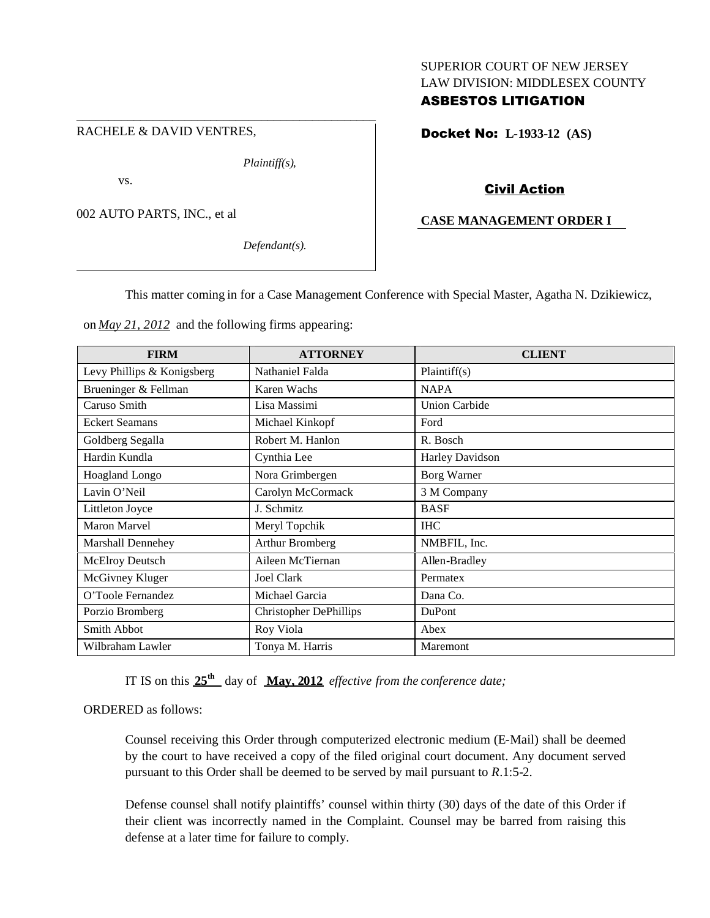SUPERIOR COURT OF NEW JERSEY
LAW DIVISION: MIDDLESEX COUNTY
**ASBESTOS LITIGATION**

RACHELE & DAVID VENTRES,

*Plaintiff(s),*

vs.

002 AUTO PARTS, INC., et al

*Defendant(s).*

**Docket No: L-1933-12 (AS)**

**Civil Action**

**CASE MANAGEMENT ORDER I**

This matter coming in for a Case Management Conference with Special Master, Agatha N. Dzikiewicz, on *May 21, 2012* and the following firms appearing:

| FIRM | ATTORNEY | CLIENT |
|---|---|---|
| Levy Phillips & Konigsberg | Nathaniel Falda | Plaintiff(s) |
| Brueninger & Fellman | Karen Wachs | NAPA |
| Caruso Smith | Lisa Massimi | Union Carbide |
| Eckert Seamans | Michael Kinkopf | Ford |
| Goldberg Segalla | Robert M. Hanlon | R. Bosch |
| Hardin Kundla | Cynthia Lee | Harley Davidson |
| Hoagland Longo | Nora Grimbergen | Borg Warner |
| Lavin O'Neil | Carolyn McCormack | 3 M Company |
| Littleton Joyce | J. Schmitz | BASF |
| Maron Marvel | Meryl Topchik | IHC |
| Marshall Dennehey | Arthur Bromberg | NMBFIL, Inc. |
| McElroy Deutsch | Aileen McTiernan | Allen-Bradley |
| McGivney Kluger | Joel Clark | Permatex |
| O'Toole Fernandez | Michael Garcia | Dana Co. |
| Porzio Bromberg | Christopher DePhillips | DuPont |
| Smith Abbot | Roy Viola | Abex |
| Wilbraham Lawler | Tonya M. Harris | Maremont |

IT IS on this **25th** day of **May, 2012** *effective from the conference date;*

ORDERED as follows:

Counsel receiving this Order through computerized electronic medium (E-Mail) shall be deemed by the court to have received a copy of the filed original court document. Any document served pursuant to this Order shall be deemed to be served by mail pursuant to *R*.1:5-2.

Defense counsel shall notify plaintiffs' counsel within thirty (30) days of the date of this Order if their client was incorrectly named in the Complaint. Counsel may be barred from raising this defense at a later time for failure to comply.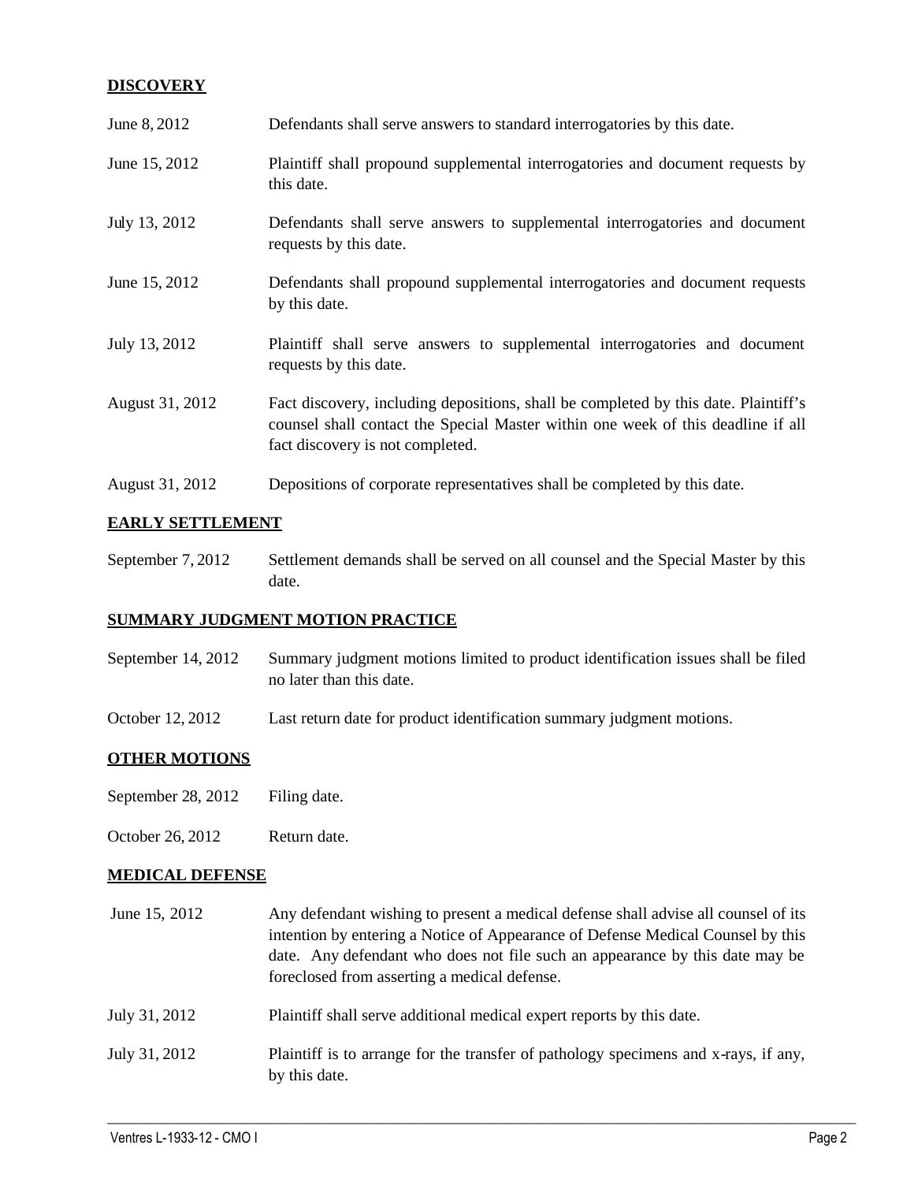**DISCOVERY**

| | |
|---|---|
| June 8, 2012 | Defendants shall serve answers to standard interrogatories by this date. |
| June 15, 2012 | Plaintiff shall propound supplemental interrogatories and document requests by this date. |
| July 13, 2012 | Defendants shall serve answers to supplemental interrogatories and document requests by this date. |
| June 15, 2012 | Defendants shall propound supplemental interrogatories and document requests by this date. |
| July 13, 2012 | Plaintiff shall serve answers to supplemental interrogatories and document requests by this date. |
| August 31, 2012 | Fact discovery, including depositions, shall be completed by this date. Plaintiff's counsel shall contact the Special Master within one week of this deadline if all fact discovery is not completed. |
| August 31, 2012 | Depositions of corporate representatives shall be completed by this date. |

**EARLY SETTLEMENT**

| | |
|---|---|
| September 7, 2012 | Settlement demands shall be served on all counsel and the Special Master by this date. |

**SUMMARY JUDGMENT MOTION PRACTICE**

| | |
|---|---|
| September 14, 2012 | Summary judgment motions limited to product identification issues shall be filed no later than this date. |
| October 12, 2012 | Last return date for product identification summary judgment motions. |

**OTHER MOTIONS**

| | |
|---|---|
| September 28, 2012 | Filing date. |
| October 26, 2012 | Return date. |

**MEDICAL DEFENSE**

| | |
|---|---|
| June 15, 2012 | Any defendant wishing to present a medical defense shall advise all counsel of its intention by entering a Notice of Appearance of Defense Medical Counsel by this date. Any defendant who does not file such an appearance by this date may be foreclosed from asserting a medical defense. |
| July 31, 2012 | Plaintiff shall serve additional medical expert reports by this date. |
| July 31, 2012 | Plaintiff is to arrange for the transfer of pathology specimens and x-rays, if any, by this date. |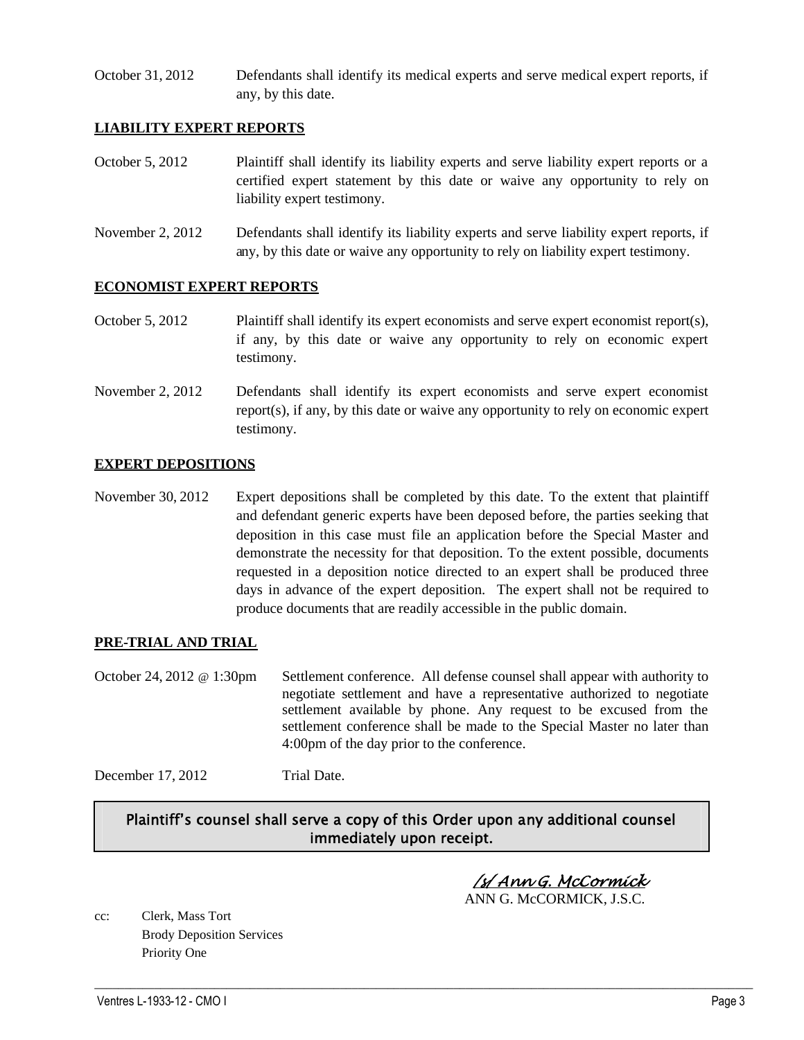October 31, 2012 Defendants shall identify its medical experts and serve medical expert reports, if any, by this date.

**LIABILITY EXPERT REPORTS**

October 5, 2012 Plaintiff shall identify its liability experts and serve liability expert reports or a certified expert statement by this date or waive any opportunity to rely on liability expert testimony.

November 2, 2012 Defendants shall identify its liability experts and serve liability expert reports, if any, by this date or waive any opportunity to rely on liability expert testimony.

**ECONOMIST EXPERT REPORTS**

October 5, 2012 Plaintiff shall identify its expert economists and serve expert economist report(s), if any, by this date or waive any opportunity to rely on economic expert testimony.

November 2, 2012 Defendants shall identify its expert economists and serve expert economist report(s), if any, by this date or waive any opportunity to rely on economic expert testimony.

**EXPERT DEPOSITIONS**

November 30, 2012 Expert depositions shall be completed by this date. To the extent that plaintiff and defendant generic experts have been deposed before, the parties seeking that deposition in this case must file an application before the Special Master and demonstrate the necessity for that deposition. To the extent possible, documents requested in a deposition notice directed to an expert shall be produced three days in advance of the expert deposition. The expert shall not be required to produce documents that are readily accessible in the public domain.

**PRE-TRIAL AND TRIAL**

October 24, 2012 @ 1:30pm Settlement conference. All defense counsel shall appear with authority to negotiate settlement and have a representative authorized to negotiate settlement available by phone. Any request to be excused from the settlement conference shall be made to the Special Master no later than 4:00pm of the day prior to the conference.

December 17, 2012 Trial Date.

**Plaintiff's counsel shall serve a copy of this Order upon any additional counsel immediately upon receipt.**

/s/ Ann G. McCormick
ANN G. McCORMICK, J.S.C.

cc: Clerk, Mass Tort
Brody Deposition Services
Priority One